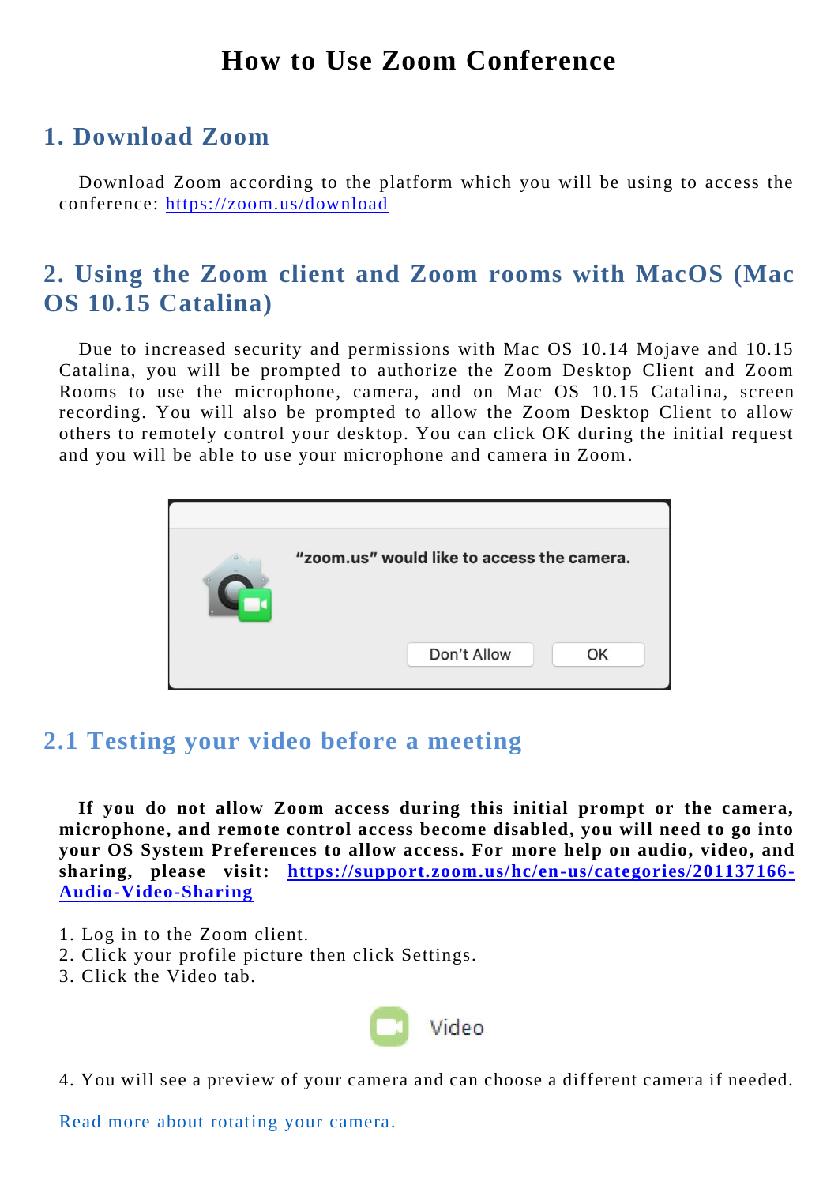# How to Use Zoom Conference

## 1. Download Zoom

Download Zoom according to the platform which you will be using to access the conference: https://zoom.us/download

## 2. Using the Zoom client and Zoom rooms with MacOS (Mac OS 10.15 Catalina)

Due to increased security and permissions with Mac OS 10.14 Mojave and 10.15 Catalina, you will be prompted to authorize the Zoom Desktop Client and Zoom Rooms to use the microphone, camera, and on Mac OS 10.15 Catalina, screen recording. You will also be prompted to allow the Zoom Desktop Client to allow others to remotely control your desktop. You can click OK during the initial request and you will be able to use your microphone and camera in Zoom.

### 2.1 Testing your video before a meeting

**If you do not allow Zoom access during this initial prompt or the camera, microphone, and remote control access become disabled, you will need to go into your OS System Preferences to allow access. For more help on audio, video, and sharing, please visit: https://support.zoom.us/hc/en-us/categories/201137166-Audio-Video-Sharing**

1. Log in to the Zoom client.
2. Click your profile picture then click Settings.
3. Click the Video tab.

4. You will see a preview of your camera and can choose a different camera if needed.

Read more about rotating your camera.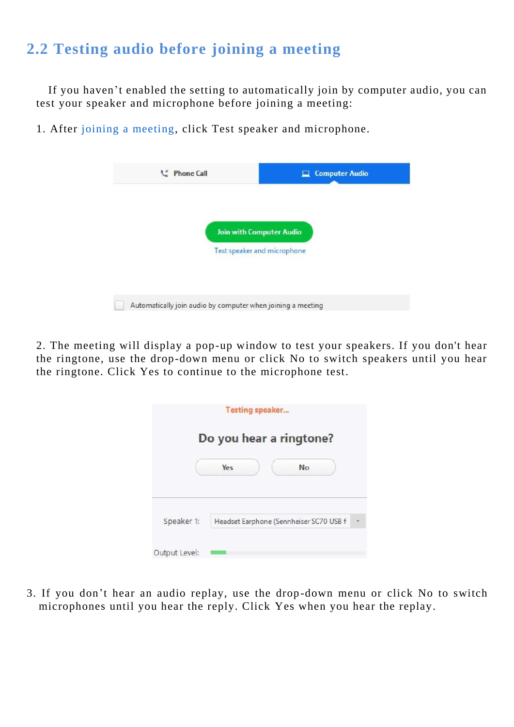## 2.2 Testing audio before joining a meeting

If you haven't enabled the setting to automatically join by computer audio, you can test your speaker and microphone before joining a meeting:

1. After joining a meeting, click Test speaker and microphone.

2. The meeting will display a pop-up window to test your speakers. If you don't hear the ringtone, use the drop-down menu or click No to switch speakers until you hear the ringtone. Click Yes to continue to the microphone test.

3. If you don't hear an audio replay, use the drop-down menu or click No to switch microphones until you hear the reply. Click Yes when you hear the replay.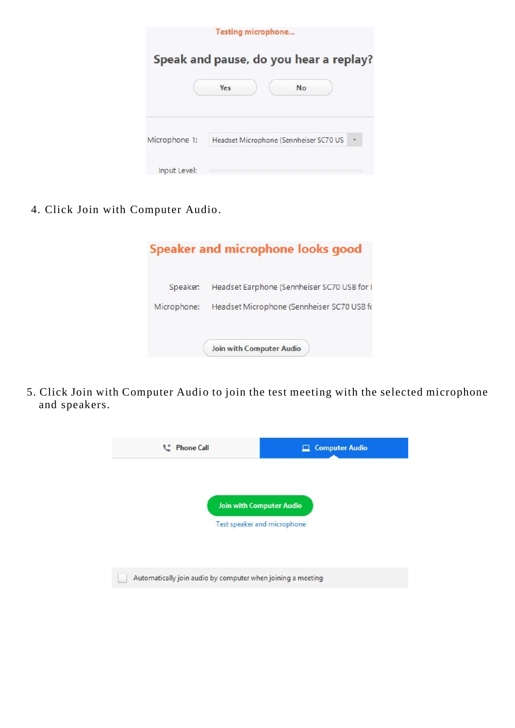4. Click Join with Computer Audio.

5. Click Join with Computer Audio to join the test meeting with the selected microphone and speakers.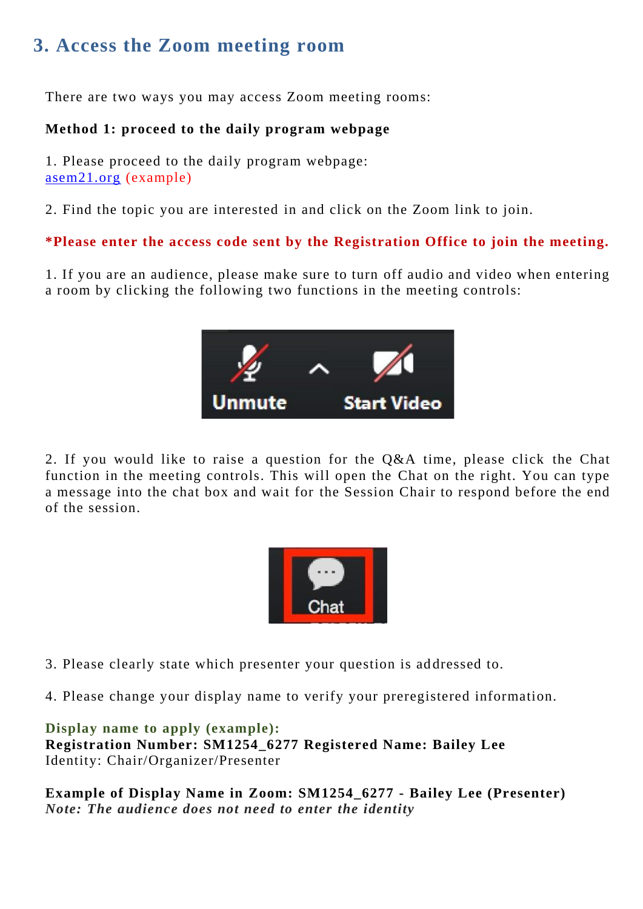## 3. Access the Zoom meeting room

There are two ways you may access Zoom meeting rooms:

**Method 1: proceed to the daily program webpage**

1. Please proceed to the daily program webpage:
asem21.org (example)

2. Find the topic you are interested in and click on the Zoom link to join.

**\*Please enter the access code sent by the Registration Office to join the meeting.**

1. If you are an audience, please make sure to turn off audio and video when entering a room by clicking the following two functions in the meeting controls:

2. If you would like to raise a question for the Q&A time, please click the Chat function in the meeting controls. This will open the Chat on the right. You can type a message into the chat box and wait for the Session Chair to respond before the end of the session.

3. Please clearly state which presenter your question is addressed to.

4. Please change your display name to verify your preregistered information.

**Display name to apply (example):**
**Registration Number: SM1254_6277 Registered Name: Bailey Lee**
Identity: Chair/Organizer/Presenter

**Example of Display Name in Zoom: SM1254_6277 - Bailey Lee (Presenter)**
*Note: The audience does not need to enter the identity*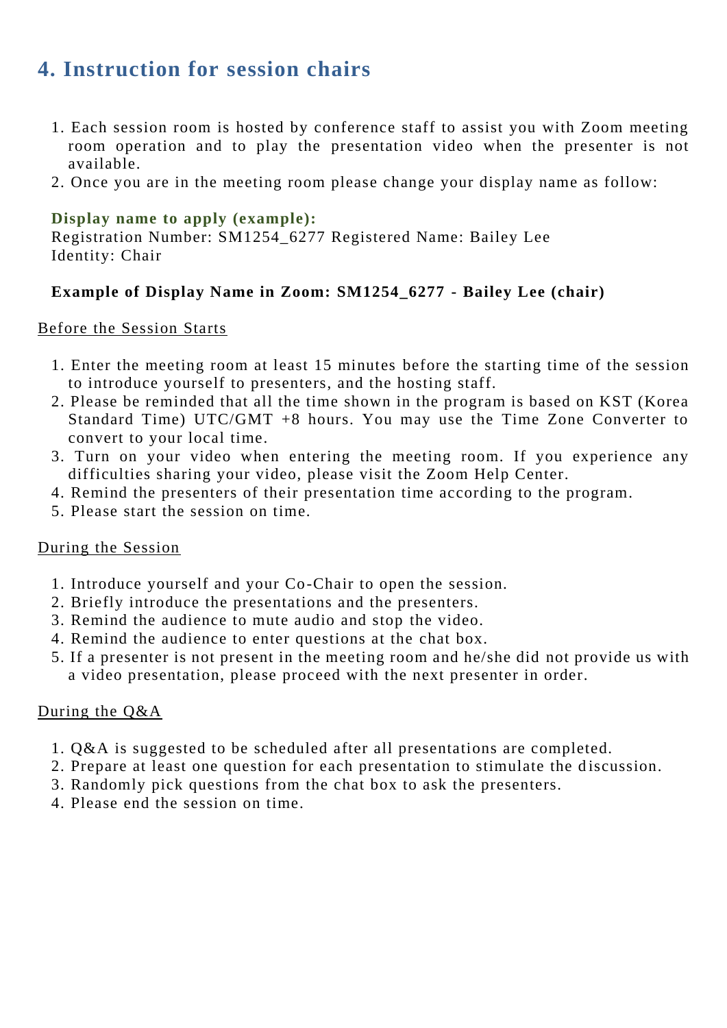# 4. Instruction for session chairs

1. Each session room is hosted by conference staff to assist you with Zoom meeting room operation and to play the presentation video when the presenter is not available.
2. Once you are in the meeting room please change your display name as follow:

**Display name to apply (example):**
Registration Number: SM1254_6277 Registered Name: Bailey Lee
Identity: Chair

**Example of Display Name in Zoom: SM1254_6277 - Bailey Lee (chair)**

Before the Session Starts

1. Enter the meeting room at least 15 minutes before the starting time of the session to introduce yourself to presenters, and the hosting staff.
2. Please be reminded that all the time shown in the program is based on KST (Korea Standard Time) UTC/GMT +8 hours. You may use the Time Zone Converter to convert to your local time.
3. Turn on your video when entering the meeting room. If you experience any difficulties sharing your video, please visit the Zoom Help Center.
4. Remind the presenters of their presentation time according to the program.
5. Please start the session on time.

During the Session

1. Introduce yourself and your Co-Chair to open the session.
2. Briefly introduce the presentations and the presenters.
3. Remind the audience to mute audio and stop the video.
4. Remind the audience to enter questions at the chat box.
5. If a presenter is not present in the meeting room and he/she did not provide us with a video presentation, please proceed with the next presenter in order.

During the Q&A

1. Q&A is suggested to be scheduled after all presentations are completed.
2. Prepare at least one question for each presentation to stimulate the discussion.
3. Randomly pick questions from the chat box to ask the presenters.
4. Please end the session on time.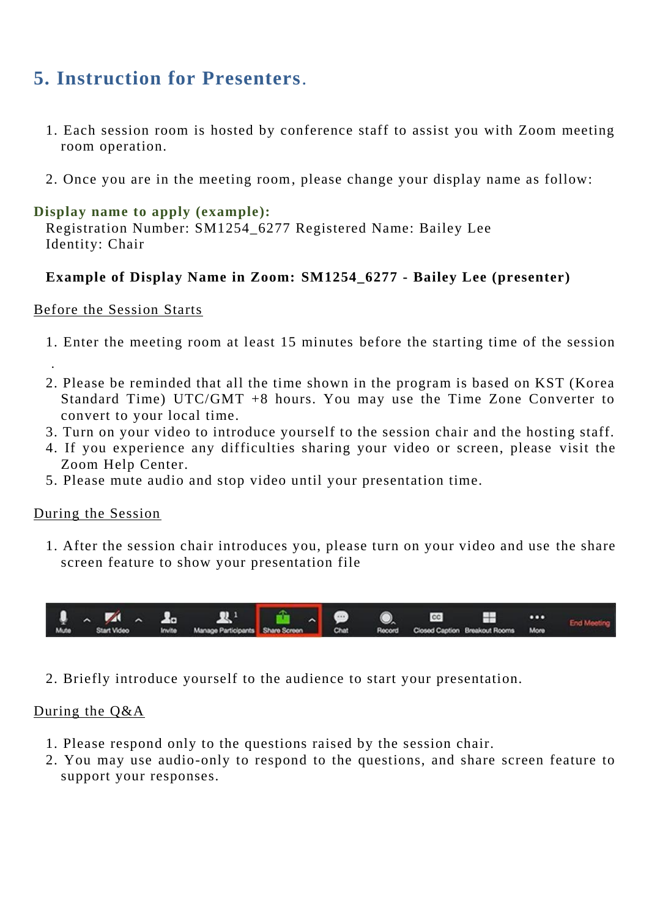## 5. Instruction for Presenters.

1. Each session room is hosted by conference staff to assist you with Zoom meeting room operation.

2. Once you are in the meeting room, please change your display name as follow:

**Display name to apply (example):**
Registration Number: SM1254_6277 Registered Name: Bailey Lee
Identity: Chair

**Example of Display Name in Zoom: SM1254_6277 - Bailey Lee (presenter)**

Before the Session Starts

1. Enter the meeting room at least 15 minutes before the starting time of the session .
2. Please be reminded that all the time shown in the program is based on KST (Korea Standard Time) UTC/GMT +8 hours. You may use the Time Zone Converter to convert to your local time.
3. Turn on your video to introduce yourself to the session chair and the hosting staff.
4. If you experience any difficulties sharing your video or screen, please visit the Zoom Help Center.
5. Please mute audio and stop video until your presentation time.

During the Session

1. After the session chair introduces you, please turn on your video and use the share screen feature to show your presentation file

Mute Start Video Invite Manage Participants Share Screen Chat Record Closed Caption Breakout Rooms More End Meeting

2. Briefly introduce yourself to the audience to start your presentation.

During the Q&A

1. Please respond only to the questions raised by the session chair.
2. You may use audio-only to respond to the questions, and share screen feature to support your responses.